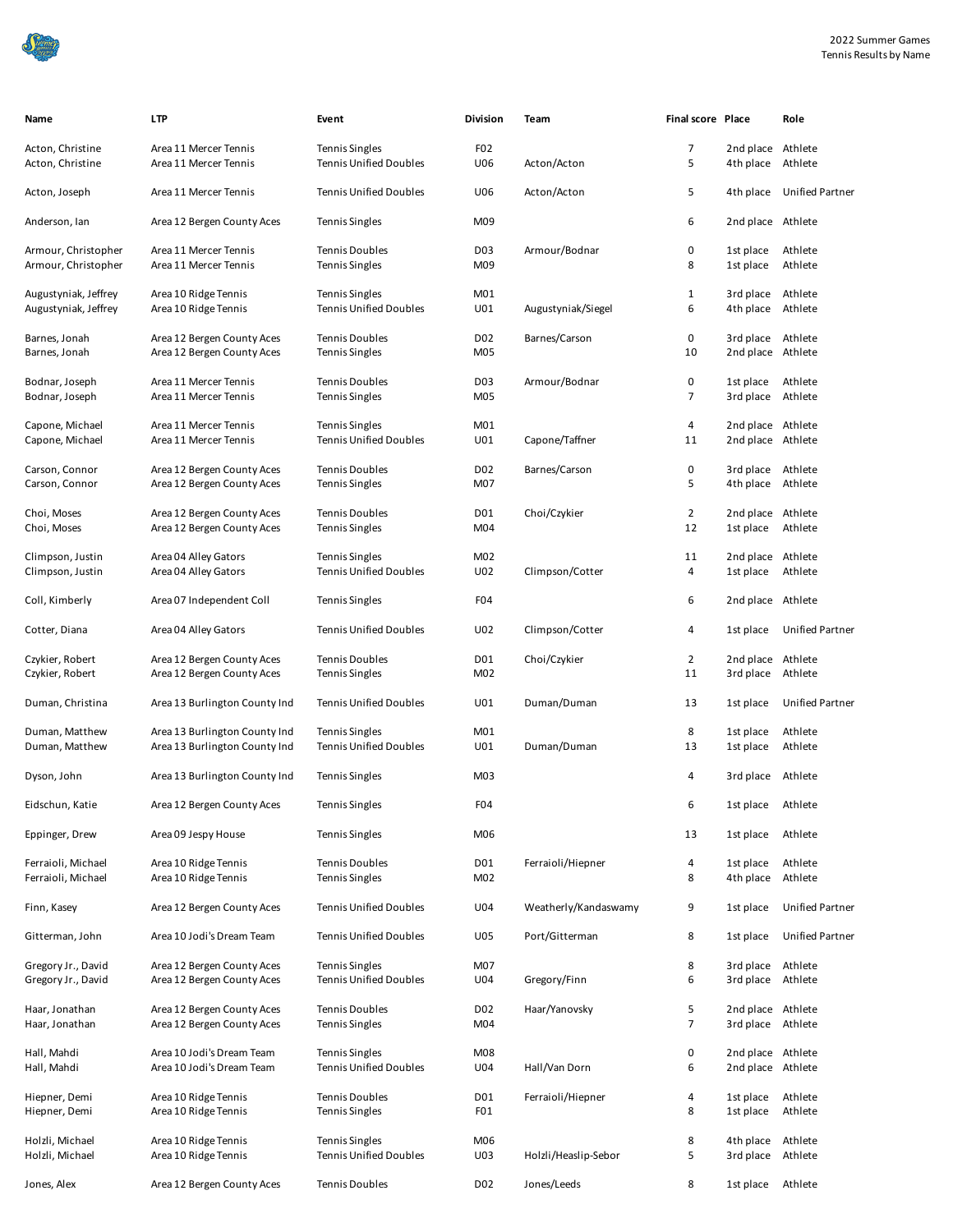2022 Summer Games
Tennis Results by Name

| Name | LTP | Event | Division | Team | Final score | Place | Role |
|---|---|---|---|---|---|---|---|
| Acton, Christine | Area 11 Mercer Tennis | Tennis Singles | F02 | | 7 | 2nd place | Athlete |
| Acton, Christine | Area 11 Mercer Tennis | Tennis Unified Doubles | U06 | Acton/Acton | 5 | 4th place | Athlete |
| Acton, Joseph | Area 11 Mercer Tennis | Tennis Unified Doubles | U06 | Acton/Acton | 5 | 4th place | Unified Partner |
| Anderson, Ian | Area 12 Bergen County Aces | Tennis Singles | M09 | | 6 | 2nd place | Athlete |
| Armour, Christopher | Area 11 Mercer Tennis | Tennis Doubles | D03 | Armour/Bodnar | 0 | 1st place | Athlete |
| Armour, Christopher | Area 11 Mercer Tennis | Tennis Singles | M09 | | 8 | 1st place | Athlete |
| Augustyniak, Jeffrey | Area 10 Ridge Tennis | Tennis Singles | M01 | | 1 | 3rd place | Athlete |
| Augustyniak, Jeffrey | Area 10 Ridge Tennis | Tennis Unified Doubles | U01 | Augustyniak/Siegel | 6 | 4th place | Athlete |
| Barnes, Jonah | Area 12 Bergen County Aces | Tennis Doubles | D02 | Barnes/Carson | 0 | 3rd place | Athlete |
| Barnes, Jonah | Area 12 Bergen County Aces | Tennis Singles | M05 | | 10 | 2nd place | Athlete |
| Bodnar, Joseph | Area 11 Mercer Tennis | Tennis Doubles | D03 | Armour/Bodnar | 0 | 1st place | Athlete |
| Bodnar, Joseph | Area 11 Mercer Tennis | Tennis Singles | M05 | | 7 | 3rd place | Athlete |
| Capone, Michael | Area 11 Mercer Tennis | Tennis Singles | M01 | | 4 | 2nd place | Athlete |
| Capone, Michael | Area 11 Mercer Tennis | Tennis Unified Doubles | U01 | Capone/Taffner | 11 | 2nd place | Athlete |
| Carson, Connor | Area 12 Bergen County Aces | Tennis Doubles | D02 | Barnes/Carson | 0 | 3rd place | Athlete |
| Carson, Connor | Area 12 Bergen County Aces | Tennis Singles | M07 | | 5 | 4th place | Athlete |
| Choi, Moses | Area 12 Bergen County Aces | Tennis Doubles | D01 | Choi/Czykier | 2 | 2nd place | Athlete |
| Choi, Moses | Area 12 Bergen County Aces | Tennis Singles | M04 | | 12 | 1st place | Athlete |
| Climpson, Justin | Area 04 Alley Gators | Tennis Singles | M02 | | 11 | 2nd place | Athlete |
| Climpson, Justin | Area 04 Alley Gators | Tennis Unified Doubles | U02 | Climpson/Cotter | 4 | 1st place | Athlete |
| Coll, Kimberly | Area 07 Independent Coll | Tennis Singles | F04 | | 6 | 2nd place | Athlete |
| Cotter, Diana | Area 04 Alley Gators | Tennis Unified Doubles | U02 | Climpson/Cotter | 4 | 1st place | Unified Partner |
| Czykier, Robert | Area 12 Bergen County Aces | Tennis Doubles | D01 | Choi/Czykier | 2 | 2nd place | Athlete |
| Czykier, Robert | Area 12 Bergen County Aces | Tennis Singles | M02 | | 11 | 3rd place | Athlete |
| Duman, Christina | Area 13 Burlington County Ind | Tennis Unified Doubles | U01 | Duman/Duman | 13 | 1st place | Unified Partner |
| Duman, Matthew | Area 13 Burlington County Ind | Tennis Singles | M01 | | 8 | 1st place | Athlete |
| Duman, Matthew | Area 13 Burlington County Ind | Tennis Unified Doubles | U01 | Duman/Duman | 13 | 1st place | Athlete |
| Dyson, John | Area 13 Burlington County Ind | Tennis Singles | M03 | | 4 | 3rd place | Athlete |
| Eidschun, Katie | Area 12 Bergen County Aces | Tennis Singles | F04 | | 6 | 1st place | Athlete |
| Eppinger, Drew | Area 09 Jespy House | Tennis Singles | M06 | | 13 | 1st place | Athlete |
| Ferraioli, Michael | Area 10 Ridge Tennis | Tennis Doubles | D01 | Ferraioli/Hiepner | 4 | 1st place | Athlete |
| Ferraioli, Michael | Area 10 Ridge Tennis | Tennis Singles | M02 | | 8 | 4th place | Athlete |
| Finn, Kasey | Area 12 Bergen County Aces | Tennis Unified Doubles | U04 | Weatherly/Kandaswamy | 9 | 1st place | Unified Partner |
| Gitterman, John | Area 10 Jodi's Dream Team | Tennis Unified Doubles | U05 | Port/Gitterman | 8 | 1st place | Unified Partner |
| Gregory Jr., David | Area 12 Bergen County Aces | Tennis Singles | M07 | | 8 | 3rd place | Athlete |
| Gregory Jr., David | Area 12 Bergen County Aces | Tennis Unified Doubles | U04 | Gregory/Finn | 6 | 3rd place | Athlete |
| Haar, Jonathan | Area 12 Bergen County Aces | Tennis Doubles | D02 | Haar/Yanovsky | 5 | 2nd place | Athlete |
| Haar, Jonathan | Area 12 Bergen County Aces | Tennis Singles | M04 | | 7 | 3rd place | Athlete |
| Hall, Mahdi | Area 10 Jodi's Dream Team | Tennis Singles | M08 | | 0 | 2nd place | Athlete |
| Hall, Mahdi | Area 10 Jodi's Dream Team | Tennis Unified Doubles | U04 | Hall/Van Dorn | 6 | 2nd place | Athlete |
| Hiepner, Demi | Area 10 Ridge Tennis | Tennis Doubles | D01 | Ferraioli/Hiepner | 4 | 1st place | Athlete |
| Hiepner, Demi | Area 10 Ridge Tennis | Tennis Singles | F01 | | 8 | 1st place | Athlete |
| Holzli, Michael | Area 10 Ridge Tennis | Tennis Singles | M06 | | 8 | 4th place | Athlete |
| Holzli, Michael | Area 10 Ridge Tennis | Tennis Unified Doubles | U03 | Holzli/Heaslip-Sebor | 5 | 3rd place | Athlete |
| Jones, Alex | Area 12 Bergen County Aces | Tennis Doubles | D02 | Jones/Leeds | 8 | 1st place | Athlete |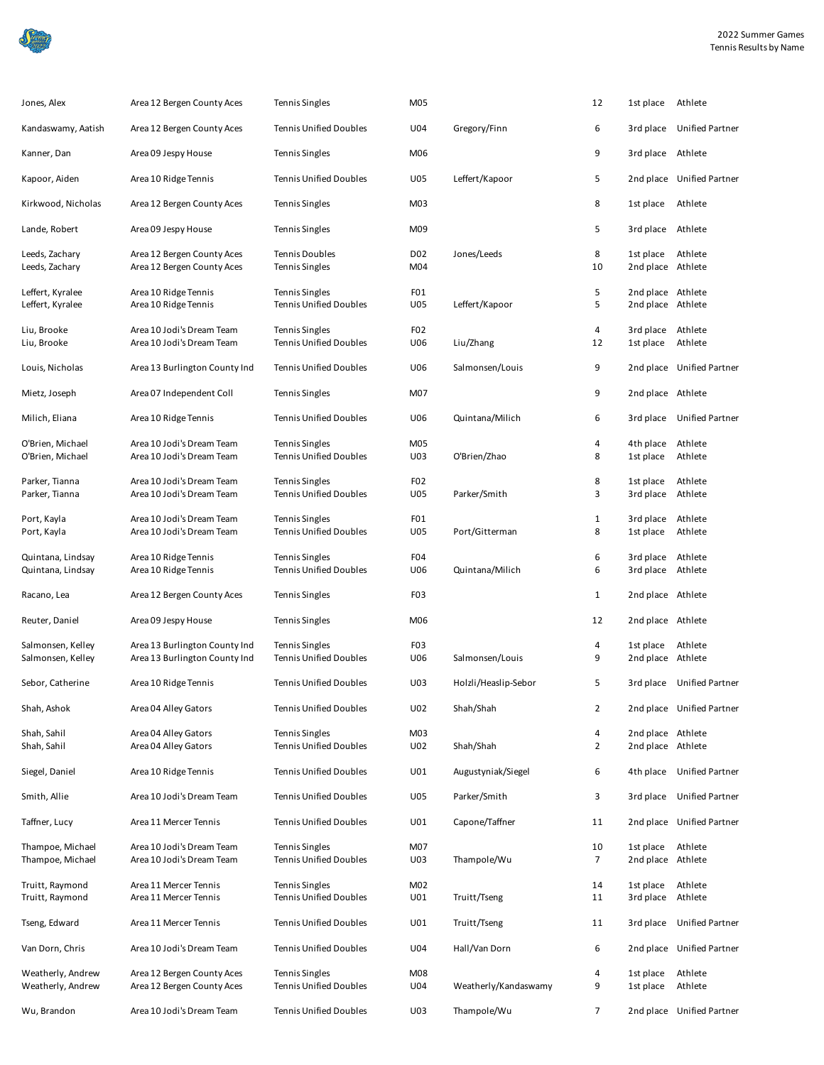| | | | | | | | |
|---|---|---|---|---|---|---|---|
| Jones, Alex | Area 12 Bergen County Aces | Tennis Singles | M05 | | 12 | 1st place | Athlete |
| Kandaswamy, Aatish | Area 12 Bergen County Aces | Tennis Unified Doubles | U04 | Gregory/Finn | 6 | 3rd place | Unified Partner |
| Kanner, Dan | Area 09 Jespy House | Tennis Singles | M06 | | 9 | 3rd place | Athlete |
| Kapoor, Aiden | Area 10 Ridge Tennis | Tennis Unified Doubles | U05 | Leffert/Kapoor | 5 | 2nd place | Unified Partner |
| Kirkwood, Nicholas | Area 12 Bergen County Aces | Tennis Singles | M03 | | 8 | 1st place | Athlete |
| Lande, Robert | Area 09 Jespy House | Tennis Singles | M09 | | 5 | 3rd place | Athlete |
| Leeds, Zachary | Area 12 Bergen County Aces | Tennis Doubles | D02 | Jones/Leeds | 8 | 1st place | Athlete |
| Leeds, Zachary | Area 12 Bergen County Aces | Tennis Singles | M04 | | 10 | 2nd place | Athlete |
| Leffert, Kyralee | Area 10 Ridge Tennis | Tennis Singles | F01 | | 5 | 2nd place | Athlete |
| Leffert, Kyralee | Area 10 Ridge Tennis | Tennis Unified Doubles | U05 | Leffert/Kapoor | 5 | 2nd place | Athlete |
| Liu, Brooke | Area 10 Jodi's Dream Team | Tennis Singles | F02 | | 4 | 3rd place | Athlete |
| Liu, Brooke | Area 10 Jodi's Dream Team | Tennis Unified Doubles | U06 | Liu/Zhang | 12 | 1st place | Athlete |
| Louis, Nicholas | Area 13 Burlington County Ind | Tennis Unified Doubles | U06 | Salmonsen/Louis | 9 | 2nd place | Unified Partner |
| Mietz, Joseph | Area 07 Independent Coll | Tennis Singles | M07 | | 9 | 2nd place | Athlete |
| Milich, Eliana | Area 10 Ridge Tennis | Tennis Unified Doubles | U06 | Quintana/Milich | 6 | 3rd place | Unified Partner |
| O'Brien, Michael | Area 10 Jodi's Dream Team | Tennis Singles | M05 | | 4 | 4th place | Athlete |
| O'Brien, Michael | Area 10 Jodi's Dream Team | Tennis Unified Doubles | U03 | O'Brien/Zhao | 8 | 1st place | Athlete |
| Parker, Tianna | Area 10 Jodi's Dream Team | Tennis Singles | F02 | | 8 | 1st place | Athlete |
| Parker, Tianna | Area 10 Jodi's Dream Team | Tennis Unified Doubles | U05 | Parker/Smith | 3 | 3rd place | Athlete |
| Port, Kayla | Area 10 Jodi's Dream Team | Tennis Singles | F01 | | 1 | 3rd place | Athlete |
| Port, Kayla | Area 10 Jodi's Dream Team | Tennis Unified Doubles | U05 | Port/Gitterman | 8 | 1st place | Athlete |
| Quintana, Lindsay | Area 10 Ridge Tennis | Tennis Singles | F04 | | 6 | 3rd place | Athlete |
| Quintana, Lindsay | Area 10 Ridge Tennis | Tennis Unified Doubles | U06 | Quintana/Milich | 6 | 3rd place | Athlete |
| Racano, Lea | Area 12 Bergen County Aces | Tennis Singles | F03 | | 1 | 2nd place | Athlete |
| Reuter, Daniel | Area 09 Jespy House | Tennis Singles | M06 | | 12 | 2nd place | Athlete |
| Salmonsen, Kelley | Area 13 Burlington County Ind | Tennis Singles | F03 | | 4 | 1st place | Athlete |
| Salmonsen, Kelley | Area 13 Burlington County Ind | Tennis Unified Doubles | U06 | Salmonsen/Louis | 9 | 2nd place | Athlete |
| Sebor, Catherine | Area 10 Ridge Tennis | Tennis Unified Doubles | U03 | Holzli/Heaslip-Sebor | 5 | 3rd place | Unified Partner |
| Shah, Ashok | Area 04 Alley Gators | Tennis Unified Doubles | U02 | Shah/Shah | 2 | 2nd place | Unified Partner |
| Shah, Sahil | Area 04 Alley Gators | Tennis Singles | M03 | | 4 | 2nd place | Athlete |
| Shah, Sahil | Area 04 Alley Gators | Tennis Unified Doubles | U02 | Shah/Shah | 2 | 2nd place | Athlete |
| Siegel, Daniel | Area 10 Ridge Tennis | Tennis Unified Doubles | U01 | Augustyniak/Siegel | 6 | 4th place | Unified Partner |
| Smith, Allie | Area 10 Jodi's Dream Team | Tennis Unified Doubles | U05 | Parker/Smith | 3 | 3rd place | Unified Partner |
| Taffner, Lucy | Area 11 Mercer Tennis | Tennis Unified Doubles | U01 | Capone/Taffner | 11 | 2nd place | Unified Partner |
| Thampoe, Michael | Area 10 Jodi's Dream Team | Tennis Singles | M07 | | 10 | 1st place | Athlete |
| Thampoe, Michael | Area 10 Jodi's Dream Team | Tennis Unified Doubles | U03 | Thampole/Wu | 7 | 2nd place | Athlete |
| Truitt, Raymond | Area 11 Mercer Tennis | Tennis Singles | M02 | | 14 | 1st place | Athlete |
| Truitt, Raymond | Area 11 Mercer Tennis | Tennis Unified Doubles | U01 | Truitt/Tseng | 11 | 3rd place | Athlete |
| Tseng, Edward | Area 11 Mercer Tennis | Tennis Unified Doubles | U01 | Truitt/Tseng | 11 | 3rd place | Unified Partner |
| Van Dorn, Chris | Area 10 Jodi's Dream Team | Tennis Unified Doubles | U04 | Hall/Van Dorn | 6 | 2nd place | Unified Partner |
| Weatherly, Andrew | Area 12 Bergen County Aces | Tennis Singles | M08 | | 4 | 1st place | Athlete |
| Weatherly, Andrew | Area 12 Bergen County Aces | Tennis Unified Doubles | U04 | Weatherly/Kandaswamy | 9 | 1st place | Athlete |
| Wu, Brandon | Area 10 Jodi's Dream Team | Tennis Unified Doubles | U03 | Thampole/Wu | 7 | 2nd place | Unified Partner |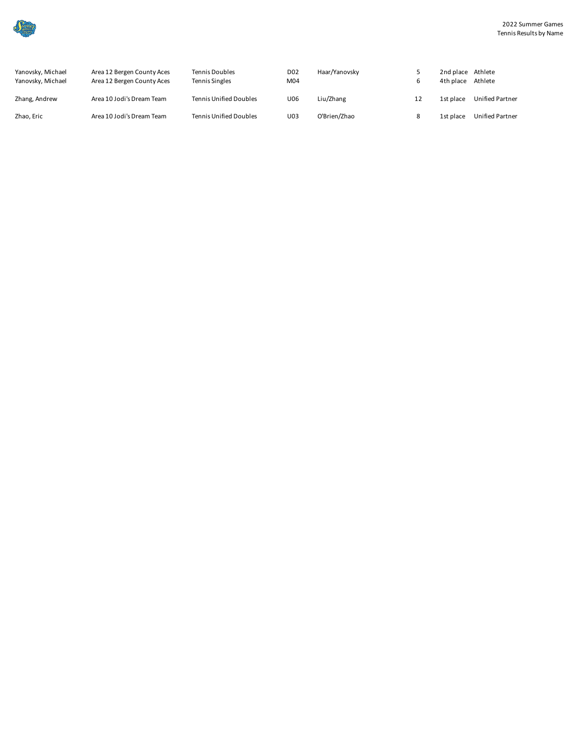| | | | | | | | |
|---|---|---|---|---|---|---|---|
| Yanovsky, Michael | Area 12 Bergen County Aces | Tennis Doubles | D02 | Haar/Yanovsky | 5 | 2nd place | Athlete |
| Yanovsky, Michael | Area 12 Bergen County Aces | Tennis Singles | M04 | | 6 | 4th place | Athlete |
| Zhang, Andrew | Area 10 Jodi's Dream Team | Tennis Unified Doubles | U06 | Liu/Zhang | 12 | 1st place | Unified Partner |
| Zhao, Eric | Area 10 Jodi's Dream Team | Tennis Unified Doubles | U03 | O'Brien/Zhao | 8 | 1st place | Unified Partner |